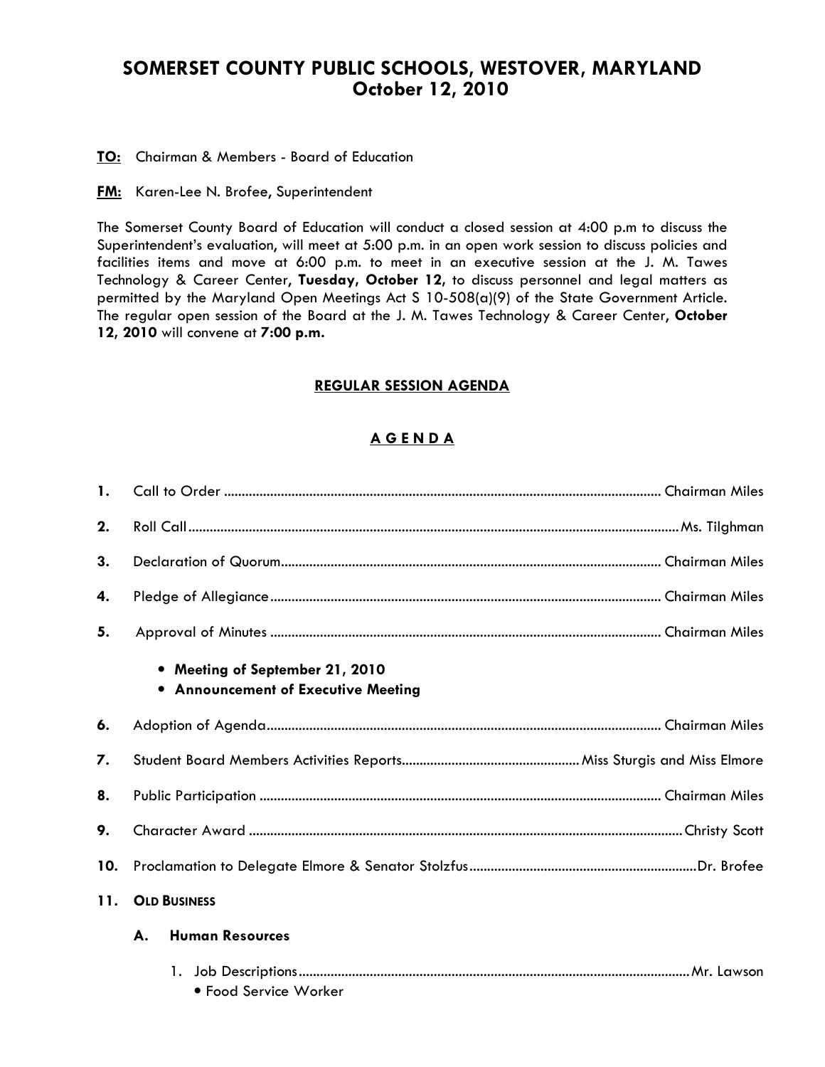# SOMERSET COUNTY PUBLIC SCHOOLS, WESTOVER, MARYLAND
## October 12, 2010

**TO:** Chairman & Members - Board of Education

**FM:** Karen-Lee N. Brofee, Superintendent

The Somerset County Board of Education will conduct a closed session at 4:00 p.m to discuss the Superintendent's evaluation, will meet at 5:00 p.m. in an open work session to discuss policies and facilities items and move at 6:00 p.m. to meet in an executive session at the J. M. Tawes Technology & Career Center, **Tuesday, October 12,** to discuss personnel and legal matters as permitted by the Maryland Open Meetings Act S 10-508(a)(9) of the State Government Article. The regular open session of the Board at the J. M. Tawes Technology & Career Center, **October 12, 2010** will convene at **7:00 p.m.**

### REGULAR SESSION AGENDA

### A G E N D A

**1.** Call to Order ........................................ Chairman Miles

**2.** Roll Call ........................................ Ms. Tilghman

**3.** Declaration of Quorum ........................................ Chairman Miles

**4.** Pledge of Allegiance ........................................ Chairman Miles

**5.** Approval of Minutes ........................................ Chairman Miles

- **Meeting of September 21, 2010**
- **Announcement of Executive Meeting**

**6.** Adoption of Agenda ........................................ Chairman Miles

**7.** Student Board Members Activities Reports ........................................ Miss Sturgis and Miss Elmore

**8.** Public Participation ........................................ Chairman Miles

**9.** Character Award ........................................ Christy Scott

**10.** Proclamation to Delegate Elmore & Senator Stolzfus ........................................ Dr. Brofee

**11. OLD BUSINESS**

**A. Human Resources**

1. Job Descriptions ........................................ Mr. Lawson
   - Food Service Worker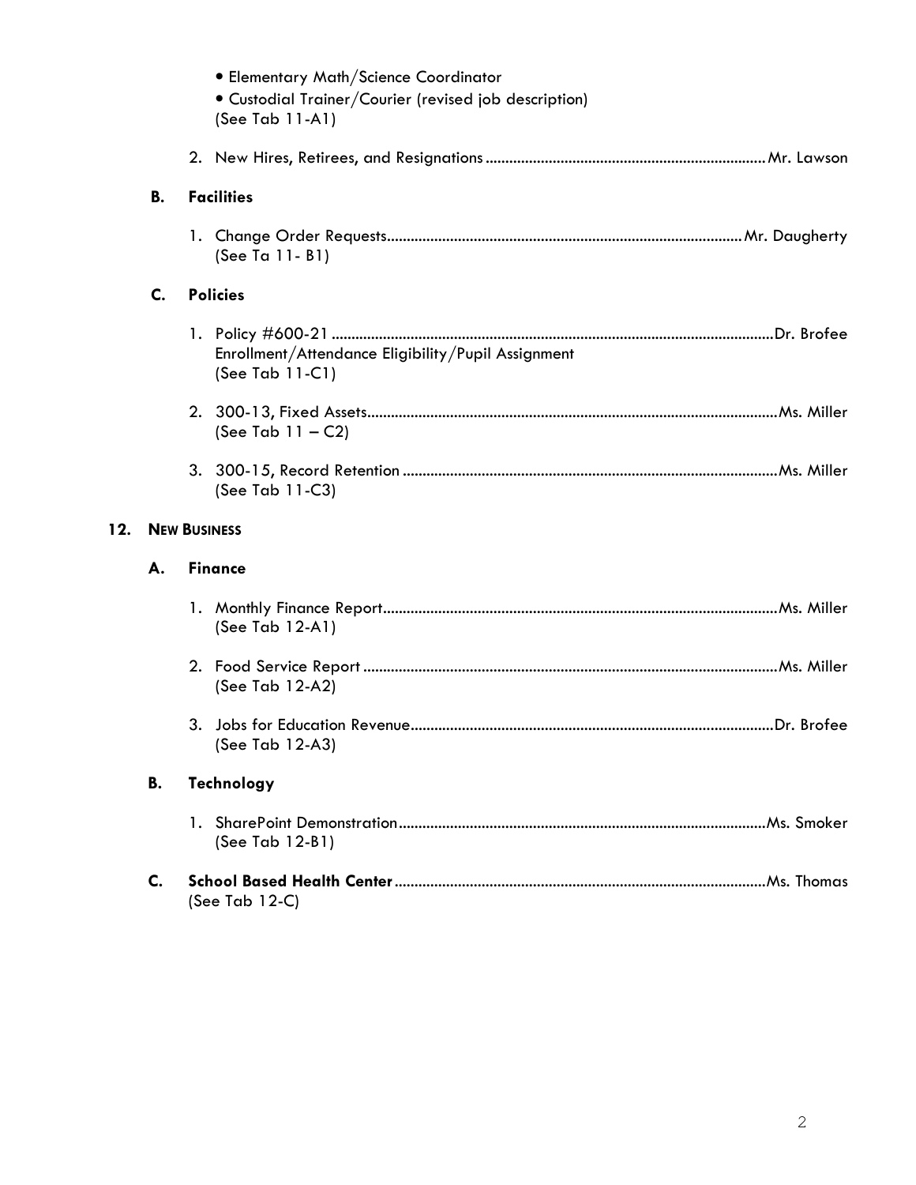- Elementary Math/Science Coordinator
- Custodial Trainer/Courier (revised job description)

(See Tab 11-A1)

2. New Hires, Retirees, and Resignations ........................................ Mr. Lawson

**B. Facilities**

1. Change Order Requests ........................................ Mr. Daugherty
   (See Ta 11- B1)

**C. Policies**

1. Policy #600-21 ........................................ Dr. Brofee
   Enrollment/Attendance Eligibility/Pupil Assignment
   (See Tab 11-C1)

2. 300-13, Fixed Assets ........................................ Ms. Miller
   (See Tab 11 – C2)

3. 300-15, Record Retention ........................................ Ms. Miller
   (See Tab 11-C3)

**12. NEW BUSINESS**

**A. Finance**

1. Monthly Finance Report ........................................ Ms. Miller
   (See Tab 12-A1)

2. Food Service Report ........................................ Ms. Miller
   (See Tab 12-A2)

3. Jobs for Education Revenue ........................................ Dr. Brofee
   (See Tab 12-A3)

**B. Technology**

1. SharePoint Demonstration ........................................ Ms. Smoker
   (See Tab 12-B1)

**C. School Based Health Center** ........................................ Ms. Thomas
(See Tab 12-C)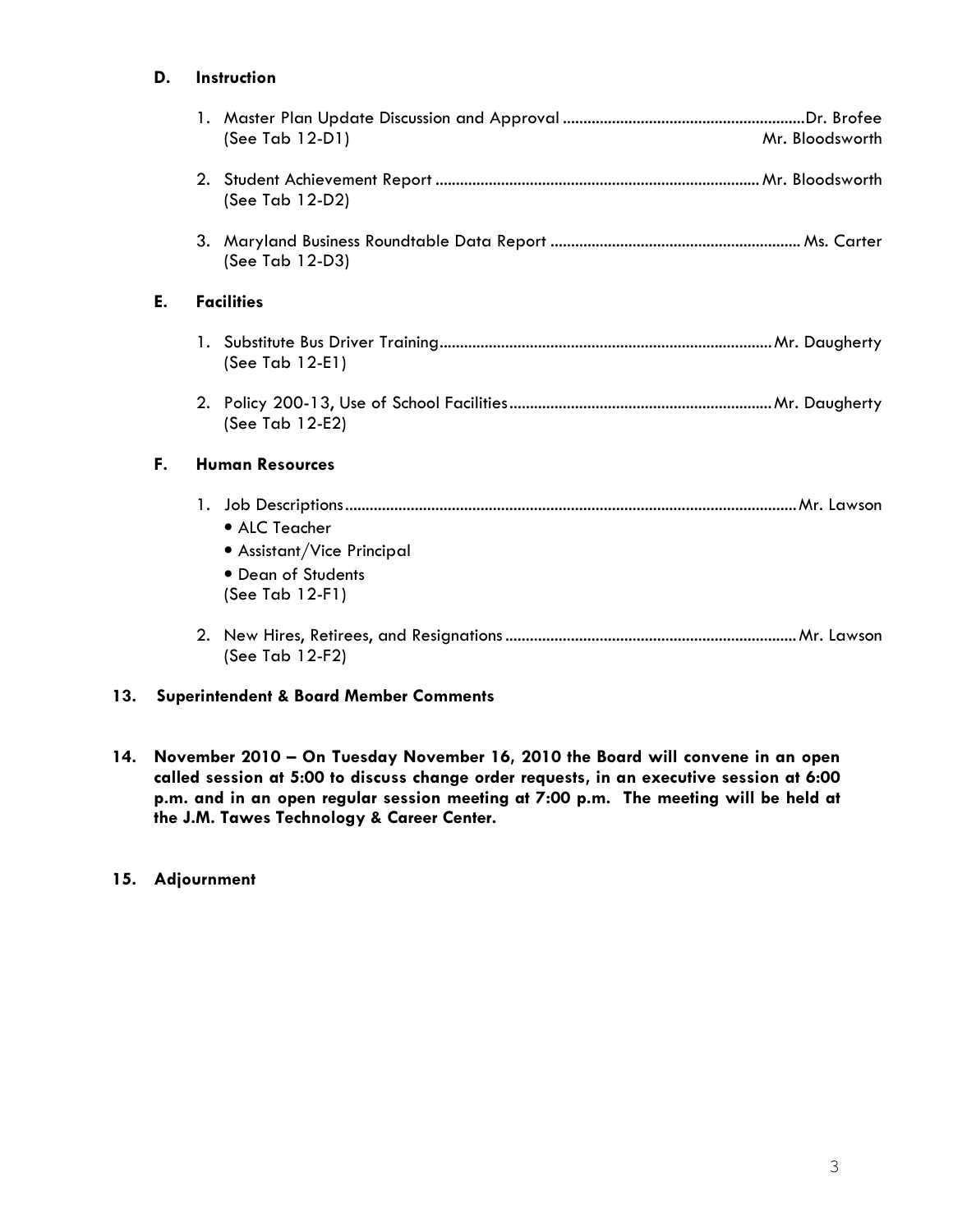**D. Instruction**

1. Master Plan Update Discussion and Approval ............................................................Dr. Brofee
   (See Tab 12-D1) Mr. Bloodsworth

2. Student Achievement Report ............................................................................... Mr. Bloodsworth
   (See Tab 12-D2)

3. Maryland Business Roundtable Data Report ............................................................ Ms. Carter
   (See Tab 12-D3)

**E. Facilities**

1. Substitute Bus Driver Training................................................................................ Mr. Daugherty
   (See Tab 12-E1)

2. Policy 200-13, Use of School Facilities............................................................... Mr. Daugherty
   (See Tab 12-E2)

**F. Human Resources**

1. Job Descriptions............................................................................................................ Mr. Lawson
   - ALC Teacher
   - Assistant/Vice Principal
   - Dean of Students

   (See Tab 12-F1)

2. New Hires, Retirees, and Resignations ...................................................................... Mr. Lawson
   (See Tab 12-F2)

**13. Superintendent & Board Member Comments**

**14. November 2010 – On Tuesday November 16, 2010 the Board will convene in an open called session at 5:00 to discuss change order requests, in an executive session at 6:00 p.m. and in an open regular session meeting at 7:00 p.m. The meeting will be held at the J.M. Tawes Technology & Career Center.**

**15. Adjournment**